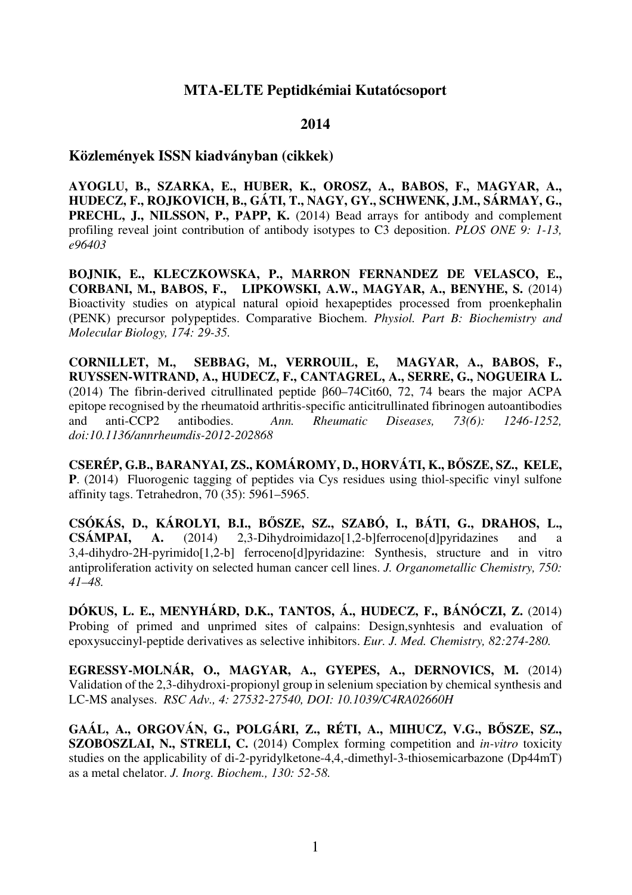# MTA-ELTE Peptidkémiai Kutatócsoport

## 2014

### Közlemények ISSN kiadványban (cikkek)

**AYOGLU, B., SZARKA, E., HUBER, K., OROSZ, A., BABOS, F., MAGYAR, A., HUDECZ, F., ROJKOVICH, B., GÁTI, T., NAGY, GY., SCHWENK, J.M., SÁRMAY, G., PRECHL, J., NILSSON, P., PAPP, K.** (2014) Bead arrays for antibody and complement profiling reveal joint contribution of antibody isotypes to C3 deposition. *PLOS ONE 9: 1-13, e96403*

**BOJNIK, E., KLECZKOWSKA, P., MARRON FERNANDEZ DE VELASCO, E., CORBANI, M., BABOS, F., LIPKOWSKI, A.W., MAGYAR, A., BENYHE, S.** (2014) Bioactivity studies on atypical natural opioid hexapeptides processed from proenkephalin (PENK) precursor polypeptides. Comparative Biochem. *Physiol. Part B: Biochemistry and Molecular Biology, 174: 29-35.*

**CORNILLET, M., SEBBAG, M., VERROUIL, E, MAGYAR, A., BABOS, F., RUYSSEN-WITRAND, A., HUDECZ, F., CANTAGREL, A., SERRE, G., NOGUEIRA L.** (2014) The fibrin-derived citrullinated peptide β60–74Cit60, 72, 74 bears the major ACPA epitope recognised by the rheumatoid arthritis-specific anticitrullinated fibrinogen autoantibodies and anti-CCP2 antibodies. *Ann. Rheumatic Diseases, 73(6): 1246-1252, doi:10.1136/annrheumdis-2012-202868*

**CSERÉP, G.B., BARANYAI, ZS., KOMÁROMY, D., HORVÁTI, K., BŐSZE, SZ., KELE, P**. (2014) Fluorogenic tagging of peptides via Cys residues using thiol-specific vinyl sulfone affinity tags. Tetrahedron, 70 (35): 5961–5965.

**CSÓKÁS, D., KÁROLYI, B.I., BŐSZE, SZ., SZABÓ, I., BÁTI, G., DRAHOS, L., CSÁMPAI, A.** (2014) 2,3-Dihydroimidazo[1,2-b]ferroceno[d]pyridazines and a 3,4-dihydro-2H-pyrimido[1,2-b] ferroceno[d]pyridazine: Synthesis, structure and in vitro antiproliferation activity on selected human cancer cell lines. *J. Organometallic Chemistry, 750: 41–48.*

**DÓKUS, L. E., MENYHÁRD, D.K., TANTOS, Á., HUDECZ, F., BÁNÓCZI, Z.** (2014) Probing of primed and unprimed sites of calpains: Design,synhtesis and evaluation of epoxysuccinyl-peptide derivatives as selective inhibitors. *Eur. J. Med. Chemistry, 82:274-280.*

**EGRESSY-MOLNÁR, O., MAGYAR, A., GYEPES, A., DERNOVICS, M.** (2014) Validation of the 2,3-dihydroxi-propionyl group in selenium speciation by chemical synthesis and LC-MS analyses. *RSC Adv., 4: 27532-27540, DOI: 10.1039/C4RA02660H*

**GAÁL, A., ORGOVÁN, G., POLGÁRI, Z., RÉTI, A., MIHUCZ, V.G., BŐSZE, SZ., SZOBOSZLAI, N., STRELI, C.** (2014) Complex forming competition and *in-vitro* toxicity studies on the applicability of di-2-pyridylketone-4,4,-dimethyl-3-thiosemicarbazone (Dp44mT) as a metal chelator. *J. Inorg. Biochem., 130: 52-58.*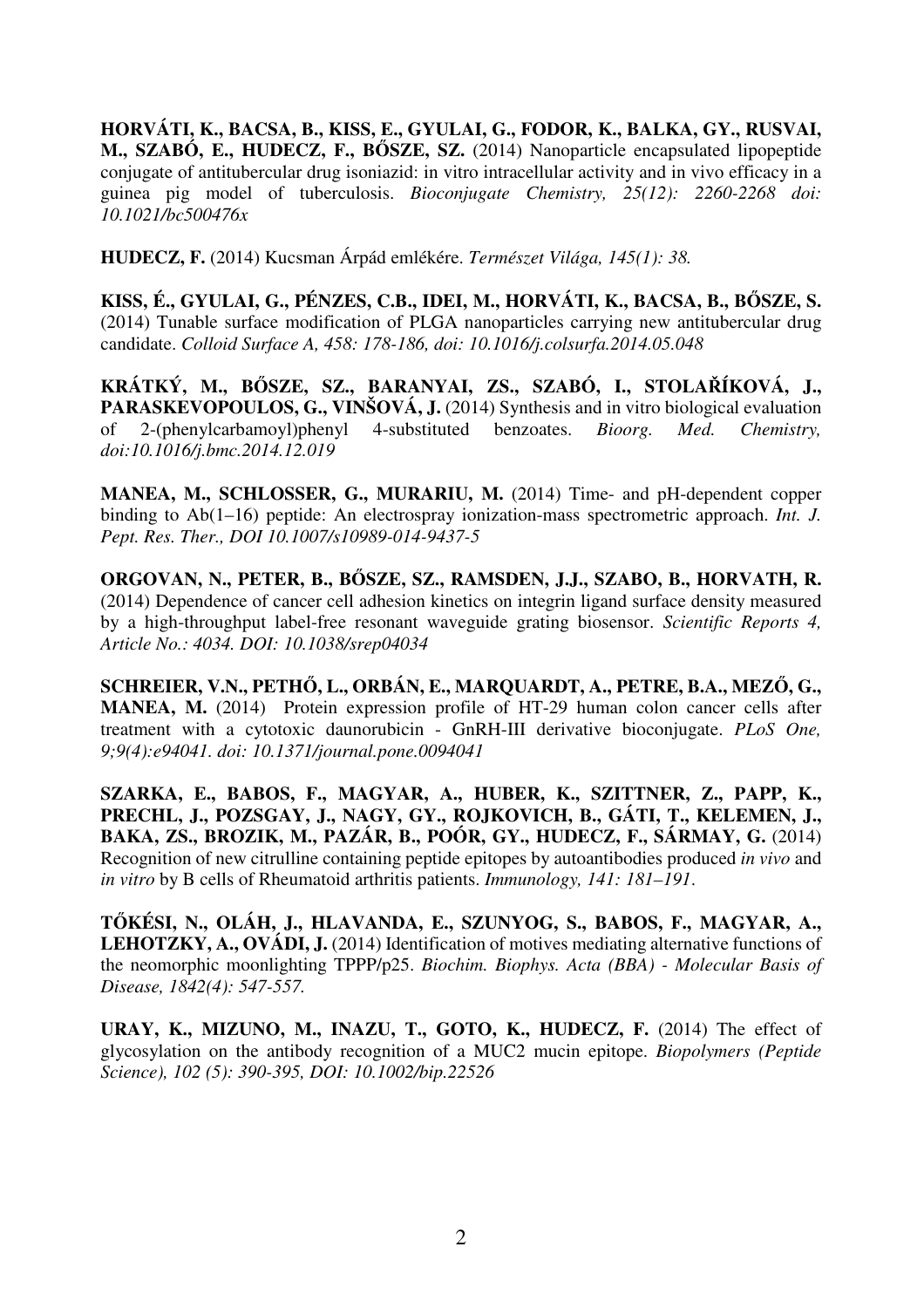**HORVÁTI, K., BACSA, B., KISS, E., GYULAI, G., FODOR, K., BALKA, GY., RUSVAI, M., SZABÓ, E., HUDECZ, F., BŐSZE, SZ.** (2014) Nanoparticle encapsulated lipopeptide conjugate of antitubercular drug isoniazid: in vitro intracellular activity and in vivo efficacy in a guinea pig model of tuberculosis. *Bioconjugate Chemistry, 25(12): 2260-2268 doi: 10.1021/bc500476x*

**HUDECZ, F.** (2014) Kucsman Árpád emlékére. *Természet Világa, 145(1): 38.*

**KISS, É., GYULAI, G., PÉNZES, C.B., IDEI, M., HORVÁTI, K., BACSA, B., BŐSZE, S.** (2014) Tunable surface modification of PLGA nanoparticles carrying new antitubercular drug candidate. *Colloid Surface A, 458: 178-186, doi: 10.1016/j.colsurfa.2014.05.048*

**KRÁTKÝ, M., BŐSZE, SZ., BARANYAI, ZS., SZABÓ, I., STOLAŘÍKOVÁ, J., PARASKEVOPOULOS, G., VINŠOVÁ, J.** (2014) Synthesis and in vitro biological evaluation of 2-(phenylcarbamoyl)phenyl 4-substituted benzoates. *Bioorg. Med. Chemistry, doi:10.1016/j.bmc.2014.12.019*

**MANEA, M., SCHLOSSER, G., MURARIU, M.** (2014) Time- and pH-dependent copper binding to Ab(1–16) peptide: An electrospray ionization-mass spectrometric approach. *Int. J. Pept. Res. Ther., DOI 10.1007/s10989-014-9437-5*

**ORGOVAN, N., PETER, B., BŐSZE, SZ., RAMSDEN, J.J., SZABO, B., HORVATH, R.** (2014) Dependence of cancer cell adhesion kinetics on integrin ligand surface density measured by a high-throughput label-free resonant waveguide grating biosensor. *Scientific Reports 4, Article No.: 4034. DOI: 10.1038/srep04034*

**SCHREIER, V.N., PETHŐ, L., ORBÁN, E., MARQUARDT, A., PETRE, B.A., MEZŐ, G., MANEA, M.** (2014) Protein expression profile of HT-29 human colon cancer cells after treatment with a cytotoxic daunorubicin - GnRH-III derivative bioconjugate. *PLoS One, 9;9(4):e94041. doi: 10.1371/journal.pone.0094041*

**SZARKA, E., BABOS, F., MAGYAR, A., HUBER, K., SZITTNER, Z., PAPP, K., PRECHL, J., POZSGAY, J., NAGY, GY., ROJKOVICH, B., GÁTI, T., KELEMEN, J., BAKA, ZS., BROZIK, M., PAZÁR, B., POÓR, GY., HUDECZ, F., SÁRMAY, G.** (2014) Recognition of new citrulline containing peptide epitopes by autoantibodies produced *in vivo* and *in vitro* by B cells of Rheumatoid arthritis patients. *Immunology, 141: 181–191*.

**TŐKÉSI, N., OLÁH, J., HLAVANDA, E., SZUNYOG, S., BABOS, F., MAGYAR, A., LEHOTZKY, A., OVÁDI, J.** (2014) Identification of motives mediating alternative functions of the neomorphic moonlighting TPPP/p25. *Biochim. Biophys. Acta (BBA) - Molecular Basis of Disease, 1842(4): 547-557.*

**URAY, K., MIZUNO, M., INAZU, T., GOTO, K., HUDECZ, F.** (2014) The effect of glycosylation on the antibody recognition of a MUC2 mucin epitope. *Biopolymers (Peptide Science), 102 (5): 390-395, DOI: 10.1002/bip.22526*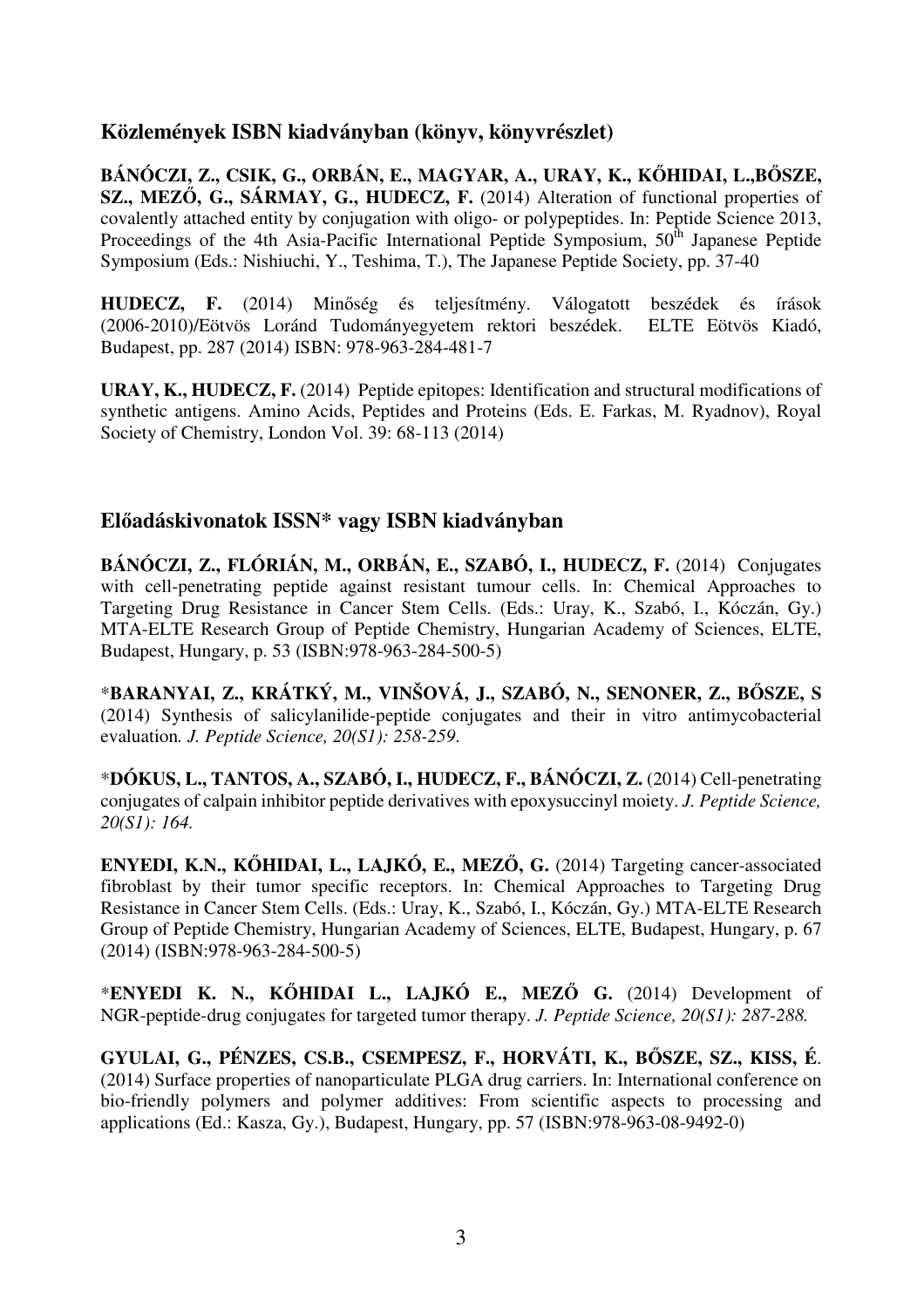## Közlemények ISBN kiadványban (könyv, könyvrészlet)

**BÁNÓCZI, Z., CSIK, G., ORBÁN, E., MAGYAR, A., URAY, K., KŐHIDAI, L.,BŐSZE, SZ., MEZŐ, G., SÁRMAY, G., HUDECZ, F.** (2014) Alteration of functional properties of covalently attached entity by conjugation with oligo- or polypeptides. In: Peptide Science 2013, Proceedings of the 4th Asia-Pacific International Peptide Symposium, 50th Japanese Peptide Symposium (Eds.: Nishiuchi, Y., Teshima, T.), The Japanese Peptide Society, pp. 37-40

**HUDECZ, F.** (2014) Minőség és teljesítmény. Válogatott beszédek és írások (2006-2010)/Eötvös Loránd Tudományegyetem rektori beszédek. ELTE Eötvös Kiadó, Budapest, pp. 287 (2014) ISBN: 978-963-284-481-7

**URAY, K., HUDECZ, F.** (2014) Peptide epitopes: Identification and structural modifications of synthetic antigens. Amino Acids, Peptides and Proteins (Eds. E. Farkas, M. Ryadnov), Royal Society of Chemistry, London Vol. 39: 68-113 (2014)

## Előadáskivonatok ISSN* vagy ISBN kiadványban

**BÁNÓCZI, Z., FLÓRIÁN, M., ORBÁN, E., SZABÓ, I., HUDECZ, F.** (2014) Conjugates with cell-penetrating peptide against resistant tumour cells. In: Chemical Approaches to Targeting Drug Resistance in Cancer Stem Cells. (Eds.: Uray, K., Szabó, I., Kóczán, Gy.) MTA-ELTE Research Group of Peptide Chemistry, Hungarian Academy of Sciences, ELTE, Budapest, Hungary, p. 53 (ISBN:978-963-284-500-5)

*__BARANYAI, Z., KRÁTKÝ, M., VINŠOVÁ, J., SZABÓ, N., SENONER, Z., BŐSZE, S__ (2014) Synthesis of salicylanilide-peptide conjugates and their in vitro antimycobacterial evaluation*. J. Peptide Science, 20(S1): 258-259.*

*__DÓKUS, L., TANTOS, A., SZABÓ, I., HUDECZ, F., BÁNÓCZI, Z.__ (2014) Cell-penetrating conjugates of calpain inhibitor peptide derivatives with epoxysuccinyl moiety. *J. Peptide Science, 20(S1): 164.*

**ENYEDI, K.N., KŐHIDAI, L., LAJKÓ, E., MEZŐ, G.** (2014) Targeting cancer-associated fibroblast by their tumor specific receptors. In: Chemical Approaches to Targeting Drug Resistance in Cancer Stem Cells. (Eds.: Uray, K., Szabó, I., Kóczán, Gy.) MTA-ELTE Research Group of Peptide Chemistry, Hungarian Academy of Sciences, ELTE, Budapest, Hungary, p. 67 (2014) (ISBN:978-963-284-500-5)

*__ENYEDI K. N., KŐHIDAI L., LAJKÓ E., MEZŐ G.__ (2014) Development of NGR-peptide-drug conjugates for targeted tumor therapy. *J. Peptide Science, 20(S1): 287-288.*

**GYULAI, G., PÉNZES, CS.B., CSEMPESZ, F., HORVÁTI, K., BŐSZE, SZ., KISS, É**. (2014) Surface properties of nanoparticulate PLGA drug carriers. In: International conference on bio-friendly polymers and polymer additives: From scientific aspects to processing and applications (Ed.: Kasza, Gy.), Budapest, Hungary, pp. 57 (ISBN:978-963-08-9492-0)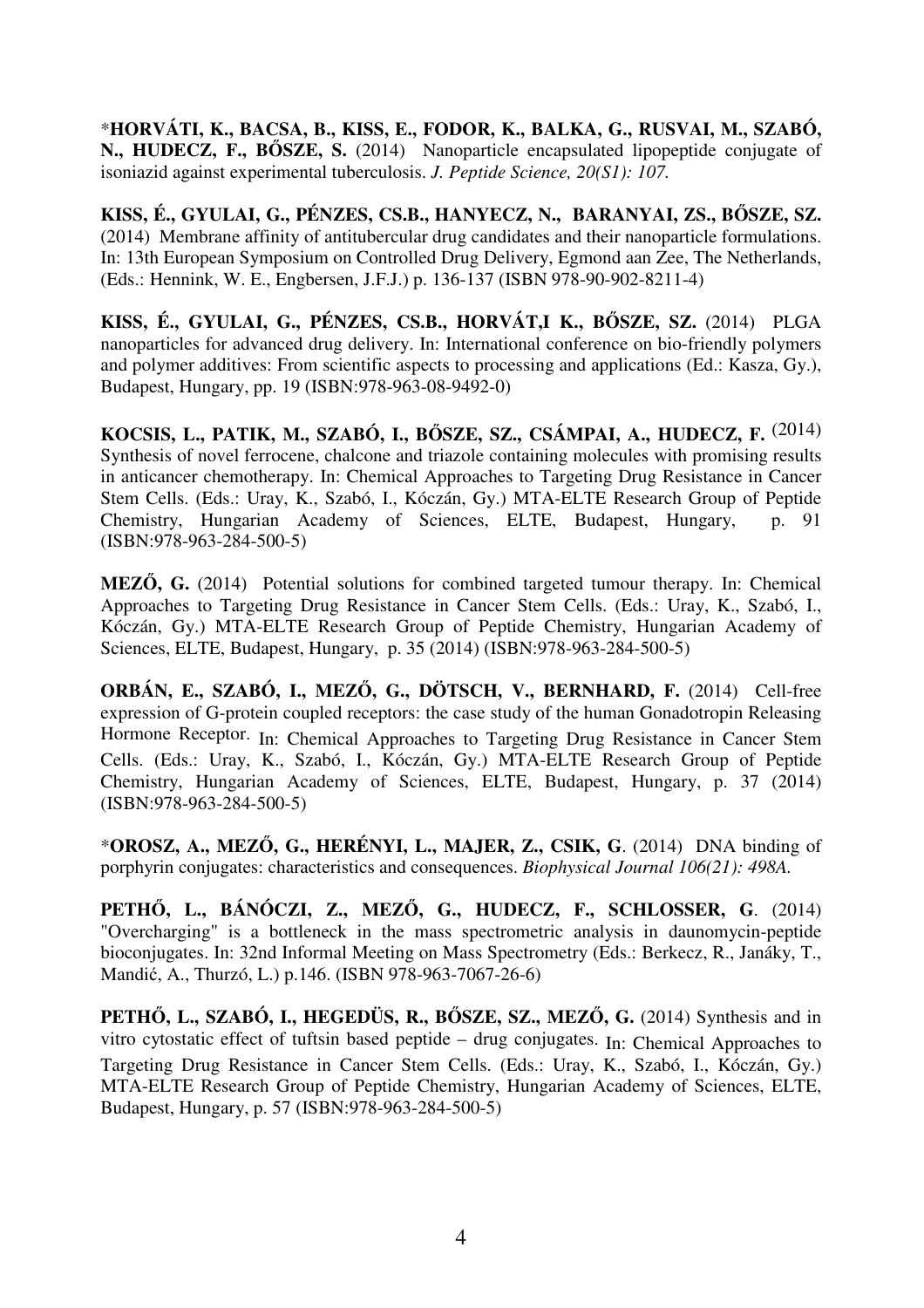*__HORVÁTI, K., BACSA, B., KISS, E., FODOR, K., BALKA, G., RUSVAI, M., SZABÓ, N., HUDECZ, F., BŐSZE, S.__ (2014) Nanoparticle encapsulated lipopeptide conjugate of isoniazid against experimental tuberculosis. *J. Peptide Science, 20(S1): 107.*

**KISS, É., GYULAI, G., PÉNZES, CS.B., HANYECZ, N., BARANYAI, ZS., BŐSZE, SZ.** (2014) Membrane affinity of antitubercular drug candidates and their nanoparticle formulations. In: 13th European Symposium on Controlled Drug Delivery, Egmond aan Zee, The Netherlands, (Eds.: Hennink, W. E., Engbersen, J.F.J.) p. 136-137 (ISBN 978-90-902-8211-4)

**KISS, É., GYULAI, G., PÉNZES, CS.B., HORVÁT,I K., BŐSZE, SZ.** (2014) PLGA nanoparticles for advanced drug delivery. In: International conference on bio-friendly polymers and polymer additives: From scientific aspects to processing and applications (Ed.: Kasza, Gy.), Budapest, Hungary, pp. 19 (ISBN:978-963-08-9492-0)

**KOCSIS, L., PATIK, M., SZABÓ, I., BŐSZE, SZ., CSÁMPAI, A., HUDECZ, F.** (2014) Synthesis of novel ferrocene, chalcone and triazole containing molecules with promising results in anticancer chemotherapy. In: Chemical Approaches to Targeting Drug Resistance in Cancer Stem Cells. (Eds.: Uray, K., Szabó, I., Kóczán, Gy.) MTA-ELTE Research Group of Peptide Chemistry, Hungarian Academy of Sciences, ELTE, Budapest, Hungary, p. 91 (ISBN:978-963-284-500-5)

**MEZŐ, G.** (2014) Potential solutions for combined targeted tumour therapy. In: Chemical Approaches to Targeting Drug Resistance in Cancer Stem Cells. (Eds.: Uray, K., Szabó, I., Kóczán, Gy.) MTA-ELTE Research Group of Peptide Chemistry, Hungarian Academy of Sciences, ELTE, Budapest, Hungary, p. 35 (2014) (ISBN:978-963-284-500-5)

**ORBÁN, E., SZABÓ, I., MEZŐ, G., DÖTSCH, V., BERNHARD, F.** (2014) Cell-free expression of G-protein coupled receptors: the case study of the human Gonadotropin Releasing Hormone Receptor. In: Chemical Approaches to Targeting Drug Resistance in Cancer Stem Cells. (Eds.: Uray, K., Szabó, I., Kóczán, Gy.) MTA-ELTE Research Group of Peptide Chemistry, Hungarian Academy of Sciences, ELTE, Budapest, Hungary, p. 37 (2014) (ISBN:978-963-284-500-5)

*__OROSZ, A., MEZŐ, G., HERÉNYI, L., MAJER, Z., CSIK, G__. (2014) DNA binding of porphyrin conjugates: characteristics and consequences. *Biophysical Journal 106(21): 498A.*

**PETHŐ, L., BÁNÓCZI, Z., MEZŐ, G., HUDECZ, F., SCHLOSSER, G**. (2014) "Overcharging" is a bottleneck in the mass spectrometric analysis in daunomycin-peptide bioconjugates. In: 32nd Informal Meeting on Mass Spectrometry (Eds.: Berkecz, R., Janáky, T., Mandić, A., Thurzó, L.) p.146. (ISBN 978-963-7067-26-6)

**PETHŐ, L., SZABÓ, I., HEGEDÜS, R., BŐSZE, SZ., MEZŐ, G.** (2014) Synthesis and in vitro cytostatic effect of tuftsin based peptide – drug conjugates. In: Chemical Approaches to Targeting Drug Resistance in Cancer Stem Cells. (Eds.: Uray, K., Szabó, I., Kóczán, Gy.) MTA-ELTE Research Group of Peptide Chemistry, Hungarian Academy of Sciences, ELTE, Budapest, Hungary, p. 57 (ISBN:978-963-284-500-5)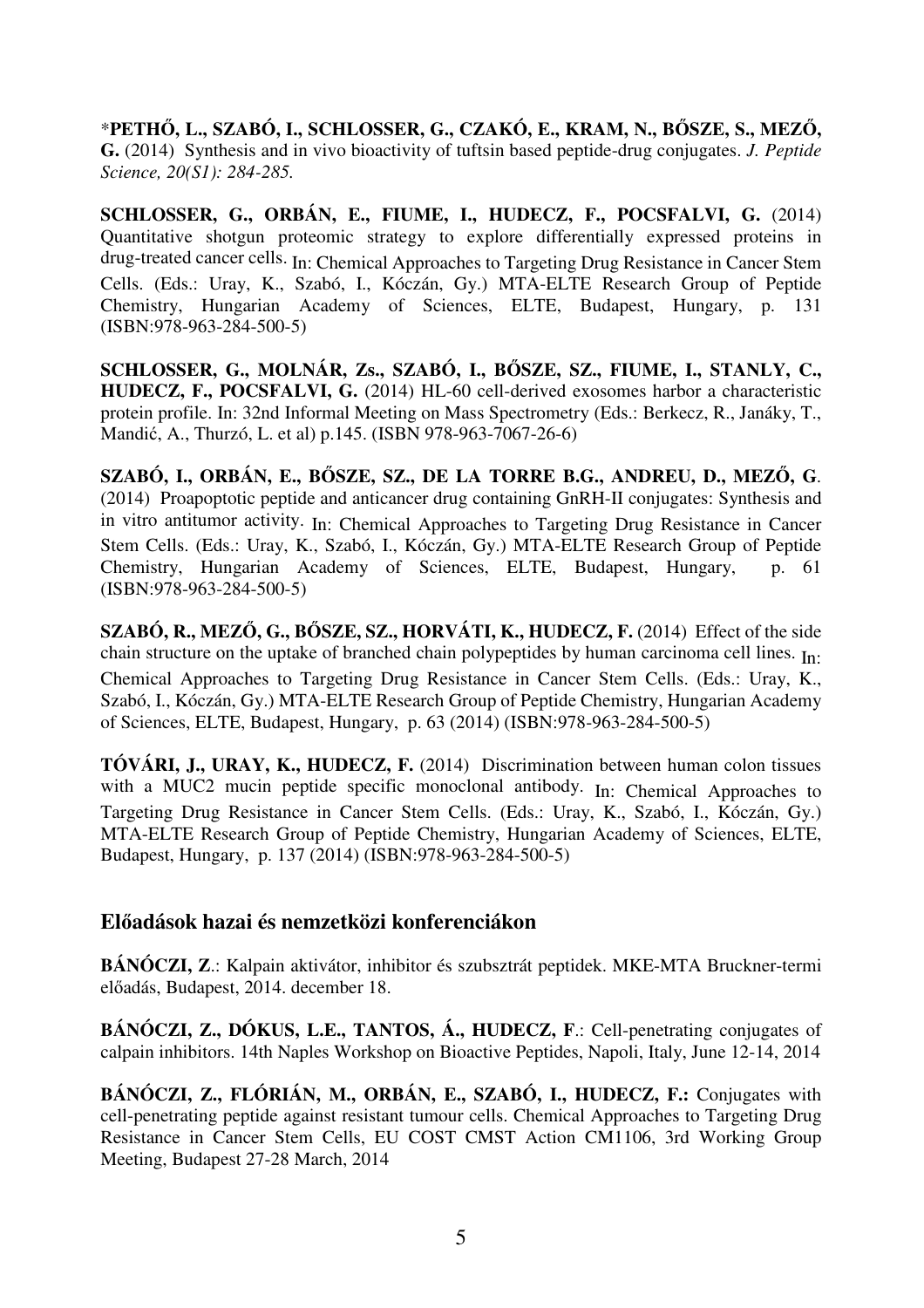*__PETHŐ, L., SZABÓ, I., SCHLOSSER, G., CZAKÓ, E., KRAM, N., BŐSZE, S., MEZŐ, G.__ (2014) Synthesis and in vivo bioactivity of tuftsin based peptide-drug conjugates. *J. Peptide Science, 20(S1): 284-285.*

**SCHLOSSER, G., ORBÁN, E., FIUME, I., HUDECZ, F., POCSFALVI, G.** (2014) Quantitative shotgun proteomic strategy to explore differentially expressed proteins in drug-treated cancer cells. In: Chemical Approaches to Targeting Drug Resistance in Cancer Stem Cells. (Eds.: Uray, K., Szabó, I., Kóczán, Gy.) MTA-ELTE Research Group of Peptide Chemistry, Hungarian Academy of Sciences, ELTE, Budapest, Hungary, p. 131 (ISBN:978-963-284-500-5)

**SCHLOSSER, G., MOLNÁR, Zs., SZABÓ, I., BŐSZE, SZ., FIUME, I., STANLY, C., HUDECZ, F., POCSFALVI, G.** (2014) HL-60 cell-derived exosomes harbor a characteristic protein profile. In: 32nd Informal Meeting on Mass Spectrometry (Eds.: Berkecz, R., Janáky, T., Mandić, A., Thurzó, L. et al) p.145. (ISBN 978-963-7067-26-6)

**SZABÓ, I., ORBÁN, E., BŐSZE, SZ., DE LA TORRE B.G., ANDREU, D., MEZŐ, G**. (2014) Proapoptotic peptide and anticancer drug containing GnRH-II conjugates: Synthesis and in vitro antitumor activity. In: Chemical Approaches to Targeting Drug Resistance in Cancer Stem Cells. (Eds.: Uray, K., Szabó, I., Kóczán, Gy.) MTA-ELTE Research Group of Peptide Chemistry, Hungarian Academy of Sciences, ELTE, Budapest, Hungary, p. 61 (ISBN:978-963-284-500-5)

**SZABÓ, R., MEZŐ, G., BŐSZE, SZ., HORVÁTI, K., HUDECZ, F.** (2014) Effect of the side chain structure on the uptake of branched chain polypeptides by human carcinoma cell lines. In: Chemical Approaches to Targeting Drug Resistance in Cancer Stem Cells. (Eds.: Uray, K., Szabó, I., Kóczán, Gy.) MTA-ELTE Research Group of Peptide Chemistry, Hungarian Academy of Sciences, ELTE, Budapest, Hungary, p. 63 (2014) (ISBN:978-963-284-500-5)

**TÓVÁRI, J., URAY, K., HUDECZ, F.** (2014) Discrimination between human colon tissues with a MUC2 mucin peptide specific monoclonal antibody. In: Chemical Approaches to Targeting Drug Resistance in Cancer Stem Cells. (Eds.: Uray, K., Szabó, I., Kóczán, Gy.) MTA-ELTE Research Group of Peptide Chemistry, Hungarian Academy of Sciences, ELTE, Budapest, Hungary, p. 137 (2014) (ISBN:978-963-284-500-5)

## Előadások hazai és nemzetközi konferenciákon

**BÁNÓCZI, Z**.: Kalpain aktivátor, inhibitor és szubsztrát peptidek. MKE-MTA Bruckner-termi előadás, Budapest, 2014. december 18.

**BÁNÓCZI, Z., DÓKUS, L.E., TANTOS, Á., HUDECZ, F**.: Cell-penetrating conjugates of calpain inhibitors. 14th Naples Workshop on Bioactive Peptides, Napoli, Italy, June 12-14, 2014

**BÁNÓCZI, Z., FLÓRIÁN, M., ORBÁN, E., SZABÓ, I., HUDECZ, F.:** Conjugates with cell-penetrating peptide against resistant tumour cells. Chemical Approaches to Targeting Drug Resistance in Cancer Stem Cells, EU COST CMST Action CM1106, 3rd Working Group Meeting, Budapest 27-28 March, 2014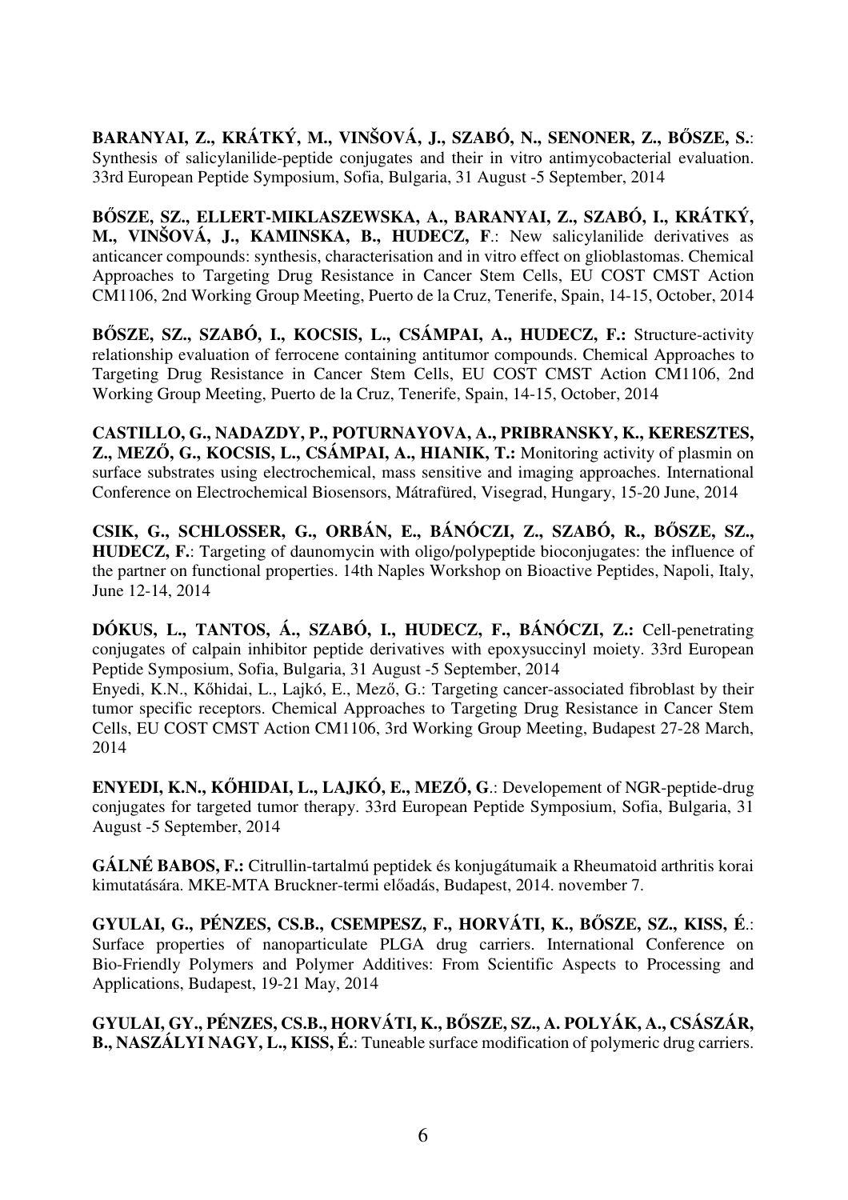**BARANYAI, Z., KRÁTKÝ, M., VINŠOVÁ, J., SZABÓ, N., SENONER, Z., BŐSZE, S.**: Synthesis of salicylanilide-peptide conjugates and their in vitro antimycobacterial evaluation. 33rd European Peptide Symposium, Sofia, Bulgaria, 31 August -5 September, 2014

**BŐSZE, SZ., ELLERT-MIKLASZEWSKA, A., BARANYAI, Z., SZABÓ, I., KRÁTKÝ, M., VINŠOVÁ, J., KAMINSKA, B., HUDECZ, F**.: New salicylanilide derivatives as anticancer compounds: synthesis, characterisation and in vitro effect on glioblastomas. Chemical Approaches to Targeting Drug Resistance in Cancer Stem Cells, EU COST CMST Action CM1106, 2nd Working Group Meeting, Puerto de la Cruz, Tenerife, Spain, 14-15, October, 2014

**BŐSZE, SZ., SZABÓ, I., KOCSIS, L., CSÁMPAI, A., HUDECZ, F.:** Structure-activity relationship evaluation of ferrocene containing antitumor compounds. Chemical Approaches to Targeting Drug Resistance in Cancer Stem Cells, EU COST CMST Action CM1106, 2nd Working Group Meeting, Puerto de la Cruz, Tenerife, Spain, 14-15, October, 2014

**CASTILLO, G., NADAZDY, P., POTURNAYOVA, A., PRIBRANSKY, K., KERESZTES, Z., MEZŐ, G., KOCSIS, L., CSÁMPAI, A., HIANIK, T.:** Monitoring activity of plasmin on surface substrates using electrochemical, mass sensitive and imaging approaches. International Conference on Electrochemical Biosensors, Mátrafüred, Visegrad, Hungary, 15-20 June, 2014

**CSIK, G., SCHLOSSER, G., ORBÁN, E., BÁNÓCZI, Z., SZABÓ, R., BŐSZE, SZ., HUDECZ, F.**: Targeting of daunomycin with oligo/polypeptide bioconjugates: the influence of the partner on functional properties. 14th Naples Workshop on Bioactive Peptides, Napoli, Italy, June 12-14, 2014

**DÓKUS, L., TANTOS, Á., SZABÓ, I., HUDECZ, F., BÁNÓCZI, Z.:** Cell-penetrating conjugates of calpain inhibitor peptide derivatives with epoxysuccinyl moiety. 33rd European Peptide Symposium, Sofia, Bulgaria, 31 August -5 September, 2014

Enyedi, K.N., Kőhidai, L., Lajkó, E., Mező, G.: Targeting cancer-associated fibroblast by their tumor specific receptors. Chemical Approaches to Targeting Drug Resistance in Cancer Stem Cells, EU COST CMST Action CM1106, 3rd Working Group Meeting, Budapest 27-28 March, 2014

**ENYEDI, K.N., KŐHIDAI, L., LAJKÓ, E., MEZŐ, G**.: Developement of NGR-peptide-drug conjugates for targeted tumor therapy. 33rd European Peptide Symposium, Sofia, Bulgaria, 31 August -5 September, 2014

**GÁLNÉ BABOS, F.:** Citrullin-tartalmú peptidek és konjugátumaik a Rheumatoid arthritis korai kimutatására. MKE-MTA Bruckner-termi előadás, Budapest, 2014. november 7.

**GYULAI, G., PÉNZES, CS.B., CSEMPESZ, F., HORVÁTI, K., BŐSZE, SZ., KISS, É**.: Surface properties of nanoparticulate PLGA drug carriers. International Conference on Bio-Friendly Polymers and Polymer Additives: From Scientific Aspects to Processing and Applications, Budapest, 19-21 May, 2014

**GYULAI, GY., PÉNZES, CS.B., HORVÁTI, K., BŐSZE, SZ., A. POLYÁK, A., CSÁSZÁR, B., NASZÁLYI NAGY, L., KISS, É.**: Tuneable surface modification of polymeric drug carriers.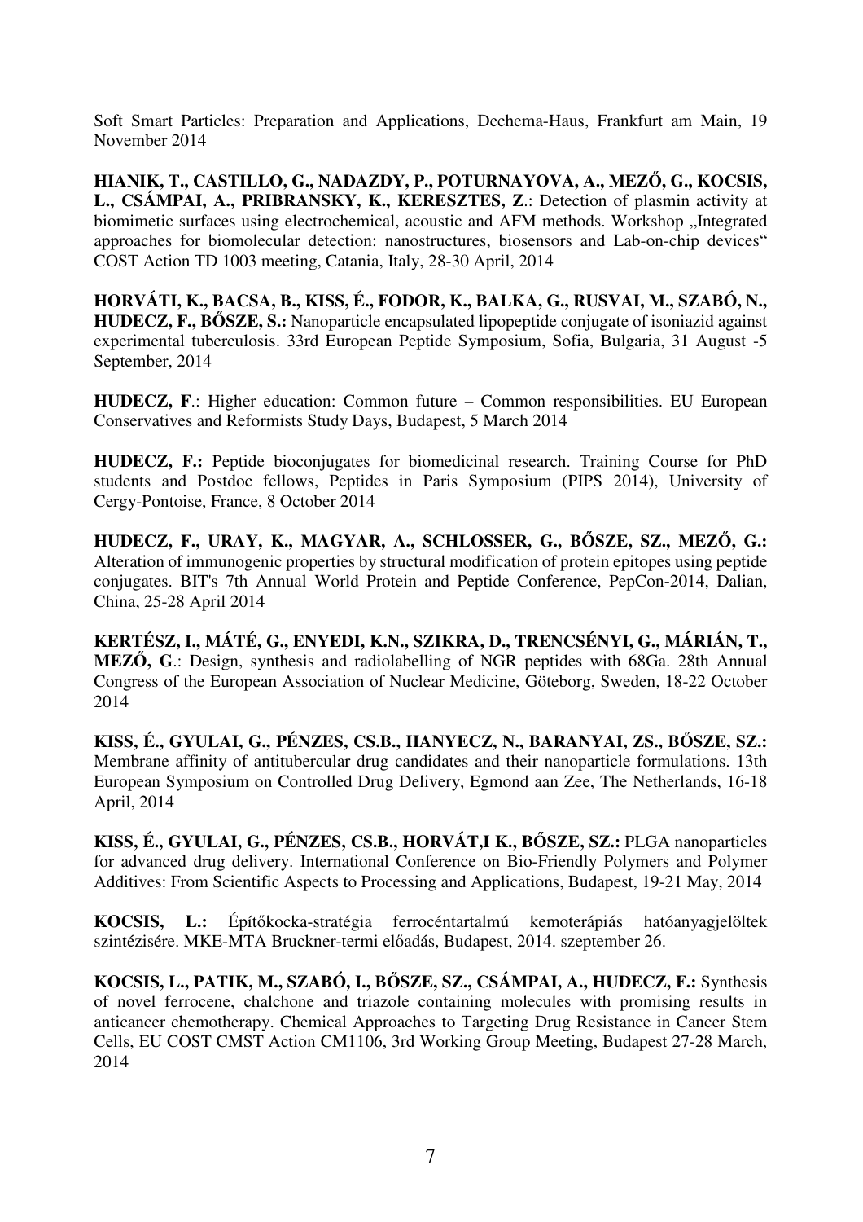Soft Smart Particles: Preparation and Applications, Dechema-Haus, Frankfurt am Main, 19 November 2014

**HIANIK, T., CASTILLO, G., NADAZDY, P., POTURNAYOVA, A., MEZŐ, G., KOCSIS, L., CSÁMPAI, A., PRIBRANSKY, K., KERESZTES, Z**.: Detection of plasmin activity at biomimetic surfaces using electrochemical, acoustic and AFM methods. Workshop „Integrated approaches for biomolecular detection: nanostructures, biosensors and Lab-on-chip devices" COST Action TD 1003 meeting, Catania, Italy, 28-30 April, 2014

**HORVÁTI, K., BACSA, B., KISS, É., FODOR, K., BALKA, G., RUSVAI, M., SZABÓ, N., HUDECZ, F., BŐSZE, S.:** Nanoparticle encapsulated lipopeptide conjugate of isoniazid against experimental tuberculosis. 33rd European Peptide Symposium, Sofia, Bulgaria, 31 August -5 September, 2014

**HUDECZ, F**.: Higher education: Common future – Common responsibilities. EU European Conservatives and Reformists Study Days, Budapest, 5 March 2014

**HUDECZ, F.:** Peptide bioconjugates for biomedicinal research. Training Course for PhD students and Postdoc fellows, Peptides in Paris Symposium (PIPS 2014), University of Cergy-Pontoise, France, 8 October 2014

**HUDECZ, F., URAY, K., MAGYAR, A., SCHLOSSER, G., BŐSZE, SZ., MEZŐ, G.:** Alteration of immunogenic properties by structural modification of protein epitopes using peptide conjugates. BIT's 7th Annual World Protein and Peptide Conference, PepCon-2014, Dalian, China, 25-28 April 2014

**KERTÉSZ, I., MÁTÉ, G., ENYEDI, K.N., SZIKRA, D., TRENCSÉNYI, G., MÁRIÁN, T., MEZŐ, G**.: Design, synthesis and radiolabelling of NGR peptides with 68Ga. 28th Annual Congress of the European Association of Nuclear Medicine, Göteborg, Sweden, 18-22 October 2014

**KISS, É., GYULAI, G., PÉNZES, CS.B., HANYECZ, N., BARANYAI, ZS., BŐSZE, SZ.:** Membrane affinity of antitubercular drug candidates and their nanoparticle formulations. 13th European Symposium on Controlled Drug Delivery, Egmond aan Zee, The Netherlands, 16-18 April, 2014

**KISS, É., GYULAI, G., PÉNZES, CS.B., HORVÁT,I K., BŐSZE, SZ.:** PLGA nanoparticles for advanced drug delivery. International Conference on Bio-Friendly Polymers and Polymer Additives: From Scientific Aspects to Processing and Applications, Budapest, 19-21 May, 2014

**KOCSIS, L.:** Építőkocka-stratégia ferrocéntartalmú kemoterápiás hatóanyagjelöltek szintézisére. MKE-MTA Bruckner-termi előadás, Budapest, 2014. szeptember 26.

**KOCSIS, L., PATIK, M., SZABÓ, I., BŐSZE, SZ., CSÁMPAI, A., HUDECZ, F.:** Synthesis of novel ferrocene, chalchone and triazole containing molecules with promising results in anticancer chemotherapy. Chemical Approaches to Targeting Drug Resistance in Cancer Stem Cells, EU COST CMST Action CM1106, 3rd Working Group Meeting, Budapest 27-28 March, 2014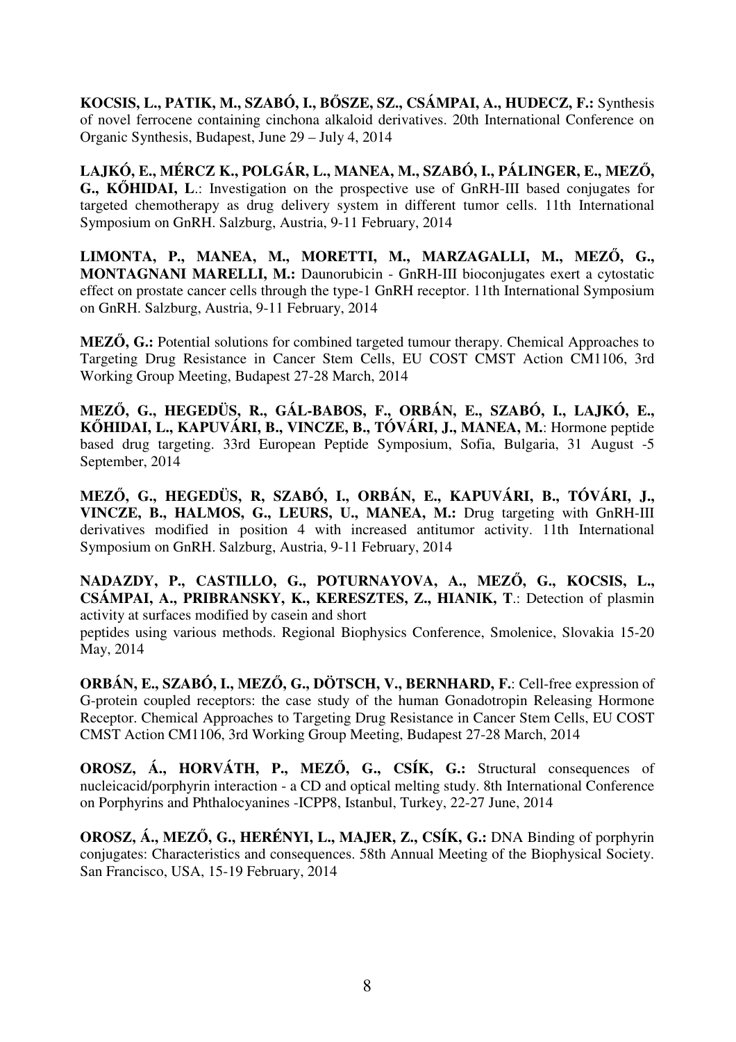**KOCSIS, L., PATIK, M., SZABÓ, I., BŐSZE, SZ., CSÁMPAI, A., HUDECZ, F.:** Synthesis of novel ferrocene containing cinchona alkaloid derivatives. 20th International Conference on Organic Synthesis, Budapest, June 29 – July 4, 2014

**LAJKÓ, E., MÉRCZ K., POLGÁR, L., MANEA, M., SZABÓ, I., PÁLINGER, E., MEZŐ, G., KŐHIDAI, L**.: Investigation on the prospective use of GnRH-III based conjugates for targeted chemotherapy as drug delivery system in different tumor cells. 11th International Symposium on GnRH. Salzburg, Austria, 9-11 February, 2014

**LIMONTA, P., MANEA, M., MORETTI, M., MARZAGALLI, M., MEZŐ, G., MONTAGNANI MARELLI, M.:** Daunorubicin - GnRH-III bioconjugates exert a cytostatic effect on prostate cancer cells through the type-1 GnRH receptor. 11th International Symposium on GnRH. Salzburg, Austria, 9-11 February, 2014

**MEZŐ, G.:** Potential solutions for combined targeted tumour therapy. Chemical Approaches to Targeting Drug Resistance in Cancer Stem Cells, EU COST CMST Action CM1106, 3rd Working Group Meeting, Budapest 27-28 March, 2014

**MEZŐ, G., HEGEDÜS, R., GÁL-BABOS, F., ORBÁN, E., SZABÓ, I., LAJKÓ, E., KŐHIDAI, L., KAPUVÁRI, B., VINCZE, B., TÓVÁRI, J., MANEA, M.**: Hormone peptide based drug targeting. 33rd European Peptide Symposium, Sofia, Bulgaria, 31 August -5 September, 2014

**MEZŐ, G., HEGEDÜS, R, SZABÓ, I., ORBÁN, E., KAPUVÁRI, B., TÓVÁRI, J., VINCZE, B., HALMOS, G., LEURS, U., MANEA, M.:** Drug targeting with GnRH-III derivatives modified in position 4 with increased antitumor activity. 11th International Symposium on GnRH. Salzburg, Austria, 9-11 February, 2014

**NADAZDY, P., CASTILLO, G., POTURNAYOVA, A., MEZŐ, G., KOCSIS, L., CSÁMPAI, A., PRIBRANSKY, K., KERESZTES, Z., HIANIK, T**.: Detection of plasmin activity at surfaces modified by casein and short peptides using various methods. Regional Biophysics Conference, Smolenice, Slovakia 15-20 May, 2014

**ORBÁN, E., SZABÓ, I., MEZŐ, G., DÖTSCH, V., BERNHARD, F.**: Cell-free expression of G-protein coupled receptors: the case study of the human Gonadotropin Releasing Hormone Receptor. Chemical Approaches to Targeting Drug Resistance in Cancer Stem Cells, EU COST CMST Action CM1106, 3rd Working Group Meeting, Budapest 27-28 March, 2014

**OROSZ, Á., HORVÁTH, P., MEZŐ, G., CSÍK, G.:** Structural consequences of nucleicacid/porphyrin interaction - a CD and optical melting study. 8th International Conference on Porphyrins and Phthalocyanines -ICPP8, Istanbul, Turkey, 22-27 June, 2014

**OROSZ, Á., MEZŐ, G., HERÉNYI, L., MAJER, Z., CSÍK, G.:** DNA Binding of porphyrin conjugates: Characteristics and consequences. 58th Annual Meeting of the Biophysical Society. San Francisco, USA, 15-19 February, 2014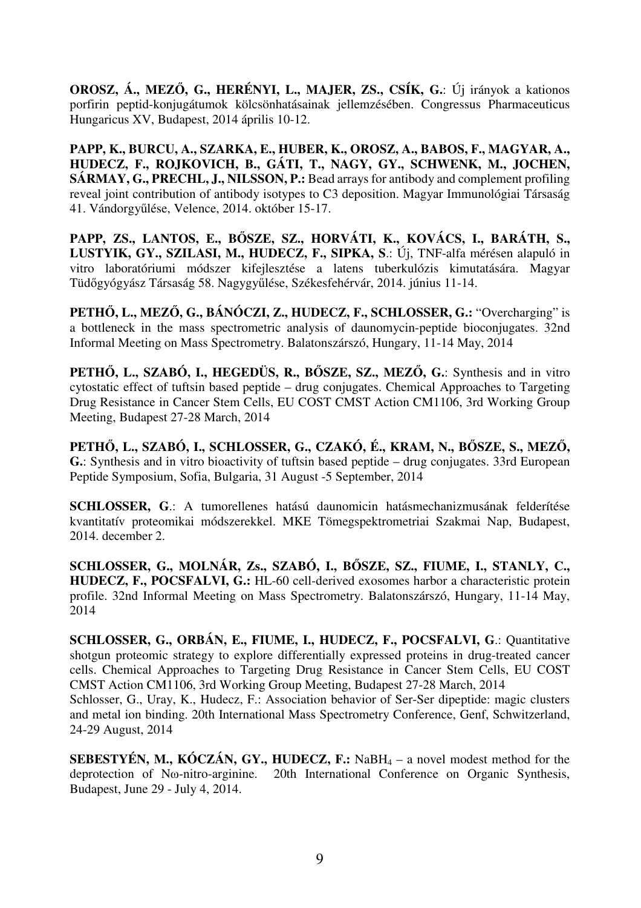**OROSZ, Á., MEZŐ, G., HERÉNYI, L., MAJER, ZS., CSÍK, G.**: Új irányok a kationos porfirin peptid-konjugátumok kölcsönhatásainak jellemzésében. Congressus Pharmaceuticus Hungaricus XV, Budapest, 2014 április 10-12.

**PAPP, K., BURCU, A., SZARKA, E., HUBER, K., OROSZ, A., BABOS, F., MAGYAR, A., HUDECZ, F., ROJKOVICH, B., GÁTI, T., NAGY, GY., SCHWENK, M., JOCHEN, SÁRMAY, G., PRECHL, J., NILSSON, P.:** Bead arrays for antibody and complement profiling reveal joint contribution of antibody isotypes to C3 deposition. Magyar Immunológiai Társaság 41. Vándorgyűlése, Velence, 2014. október 15-17.

**PAPP, ZS., LANTOS, E., BŐSZE, SZ., HORVÁTI, K., KOVÁCS, I., BARÁTH, S., LUSTYIK, GY., SZILASI, M., HUDECZ, F., SIPKA, S**.: Új, TNF-alfa mérésen alapuló in vitro laboratóriumi módszer kifejlesztése a latens tuberkulózis kimutatására. Magyar Tüdőgyógyász Társaság 58. Nagygyűlése, Székesfehérvár, 2014. június 11-14.

**PETHŐ, L., MEZŐ, G., BÁNÓCZI, Z., HUDECZ, F., SCHLOSSER, G.:** "Overcharging" is a bottleneck in the mass spectrometric analysis of daunomycin-peptide bioconjugates. 32nd Informal Meeting on Mass Spectrometry. Balatonszárszó, Hungary, 11-14 May, 2014

**PETHŐ, L., SZABÓ, I., HEGEDÜS, R., BŐSZE, SZ., MEZŐ, G.**: Synthesis and in vitro cytostatic effect of tuftsin based peptide – drug conjugates. Chemical Approaches to Targeting Drug Resistance in Cancer Stem Cells, EU COST CMST Action CM1106, 3rd Working Group Meeting, Budapest 27-28 March, 2014

**PETHŐ, L., SZABÓ, I., SCHLOSSER, G., CZAKÓ, É., KRAM, N., BŐSZE, S., MEZŐ, G.**: Synthesis and in vitro bioactivity of tuftsin based peptide – drug conjugates. 33rd European Peptide Symposium, Sofia, Bulgaria, 31 August -5 September, 2014

**SCHLOSSER, G**.: A tumorellenes hatású daunomicin hatásmechanizmusának felderítése kvantitatív proteomikai módszerekkel. MKE Tömegspektrometriai Szakmai Nap, Budapest, 2014. december 2.

**SCHLOSSER, G., MOLNÁR, Zs., SZABÓ, I., BŐSZE, SZ., FIUME, I., STANLY, C., HUDECZ, F., POCSFALVI, G.:** HL-60 cell-derived exosomes harbor a characteristic protein profile. 32nd Informal Meeting on Mass Spectrometry. Balatonszárszó, Hungary, 11-14 May, 2014

**SCHLOSSER, G., ORBÁN, E., FIUME, I., HUDECZ, F., POCSFALVI, G**.: Quantitative shotgun proteomic strategy to explore differentially expressed proteins in drug-treated cancer cells. Chemical Approaches to Targeting Drug Resistance in Cancer Stem Cells, EU COST CMST Action CM1106, 3rd Working Group Meeting, Budapest 27-28 March, 2014
Schlosser, G., Uray, K., Hudecz, F.: Association behavior of Ser-Ser dipeptide: magic clusters and metal ion binding. 20th International Mass Spectrometry Conference, Genf, Schwitzerland, 24-29 August, 2014

**SEBESTYÉN, M., KÓCZÁN, GY., HUDECZ, F.:** $NaBH_4$ – a novel modest method for the deprotection of Nω-nitro-arginine. 20th International Conference on Organic Synthesis, Budapest, June 29 - July 4, 2014.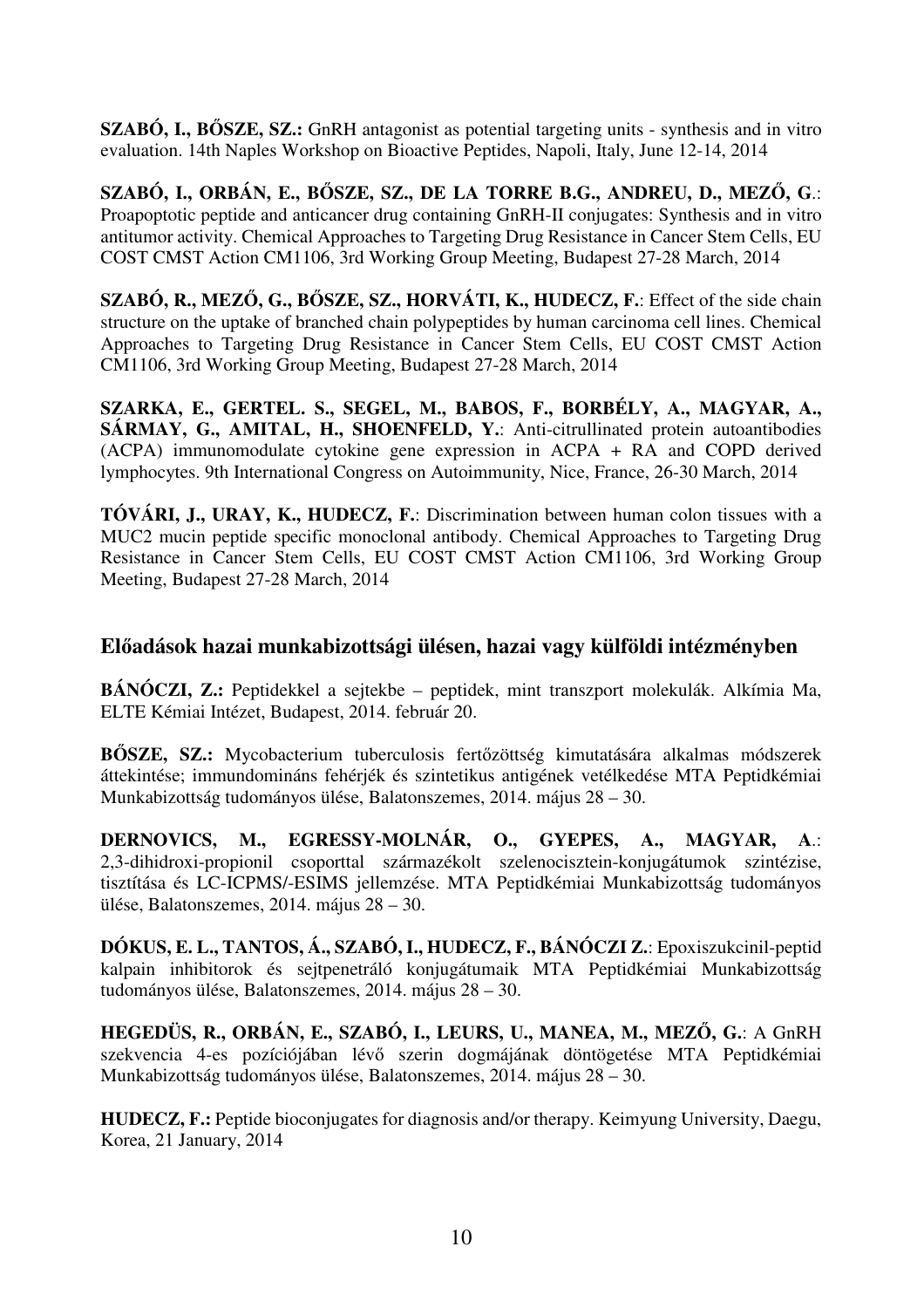**SZABÓ, I., BŐSZE, SZ.:** GnRH antagonist as potential targeting units - synthesis and in vitro evaluation. 14th Naples Workshop on Bioactive Peptides, Napoli, Italy, June 12-14, 2014

**SZABÓ, I., ORBÁN, E., BŐSZE, SZ., DE LA TORRE B.G., ANDREU, D., MEZŐ, G.**: Proapoptotic peptide and anticancer drug containing GnRH-II conjugates: Synthesis and in vitro antitumor activity. Chemical Approaches to Targeting Drug Resistance in Cancer Stem Cells, EU COST CMST Action CM1106, 3rd Working Group Meeting, Budapest 27-28 March, 2014

**SZABÓ, R., MEZŐ, G., BŐSZE, SZ., HORVÁTI, K., HUDECZ, F.**: Effect of the side chain structure on the uptake of branched chain polypeptides by human carcinoma cell lines. Chemical Approaches to Targeting Drug Resistance in Cancer Stem Cells, EU COST CMST Action CM1106, 3rd Working Group Meeting, Budapest 27-28 March, 2014

**SZARKA, E., GERTEL. S., SEGEL, M., BABOS, F., BORBÉLY, A., MAGYAR, A., SÁRMAY, G., AMITAL, H., SHOENFELD, Y.**: Anti-citrullinated protein autoantibodies (ACPA) immunomodulate cytokine gene expression in ACPA + RA and COPD derived lymphocytes. 9th International Congress on Autoimmunity, Nice, France, 26-30 March, 2014

**TÓVÁRI, J., URAY, K., HUDECZ, F.**: Discrimination between human colon tissues with a MUC2 mucin peptide specific monoclonal antibody. Chemical Approaches to Targeting Drug Resistance in Cancer Stem Cells, EU COST CMST Action CM1106, 3rd Working Group Meeting, Budapest 27-28 March, 2014

## Előadások hazai munkabizottsági ülésen, hazai vagy külföldi intézményben

**BÁNÓCZI, Z.:** Peptidekkel a sejtekbe – peptidek, mint transzport molekulák. Alkímia Ma, ELTE Kémiai Intézet, Budapest, 2014. február 20.

**BŐSZE, SZ.:** Mycobacterium tuberculosis fertőzöttség kimutatására alkalmas módszerek áttekintése; immundomináns fehérjék és szintetikus antigének vetélkedése MTA Peptidkémiai Munkabizottság tudományos ülése, Balatonszemes, 2014. május 28 – 30.

**DERNOVICS, M., EGRESSY-MOLNÁR, O., GYEPES, A., MAGYAR, A.**: 2,3-dihidroxi-propionil csoporttal származékolt szelenocisztein-konjugátumok szintézise, tisztítása és LC-ICPMS/-ESIMS jellemzése. MTA Peptidkémiai Munkabizottság tudományos ülése, Balatonszemes, 2014. május 28 – 30.

**DÓKUS, E. L., TANTOS, Á., SZABÓ, I., HUDECZ, F., BÁNÓCZI Z.**: Epoxiszukcinil-peptid kalpain inhibitorok és sejtpenetráló konjugátumaik MTA Peptidkémiai Munkabizottság tudományos ülése, Balatonszemes, 2014. május 28 – 30.

**HEGEDÜS, R., ORBÁN, E., SZABÓ, I., LEURS, U., MANEA, M., MEZŐ, G.**: A GnRH szekvencia 4-es pozíciójában lévő szerin dogmájának döntögetése MTA Peptidkémiai Munkabizottság tudományos ülése, Balatonszemes, 2014. május 28 – 30.

**HUDECZ, F.:** Peptide bioconjugates for diagnosis and/or therapy. Keimyung University, Daegu, Korea, 21 January, 2014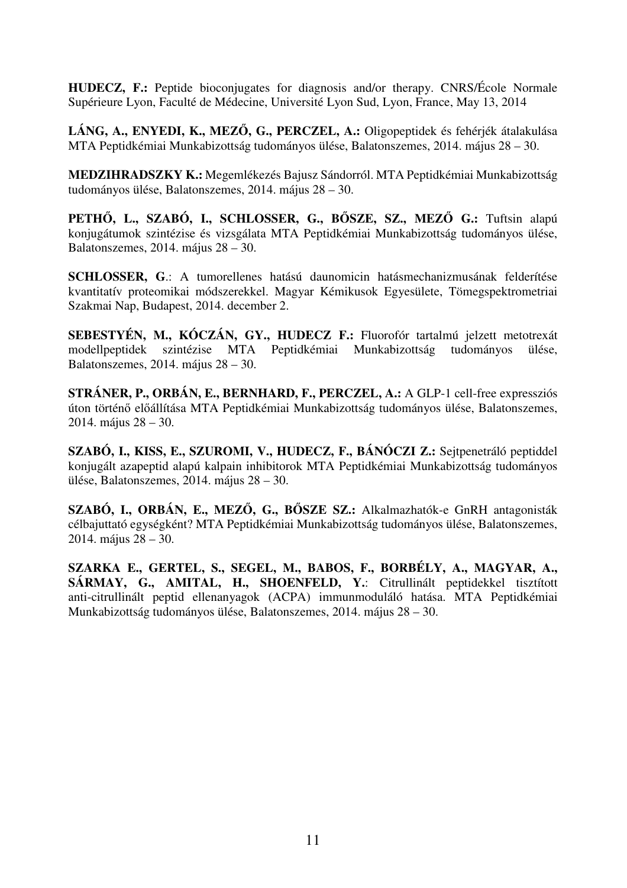**HUDECZ, F.:** Peptide bioconjugates for diagnosis and/or therapy. CNRS/École Normale Supérieure Lyon, Faculté de Médecine, Université Lyon Sud, Lyon, France, May 13, 2014

**LÁNG, A., ENYEDI, K., MEZŐ, G., PERCZEL, A.:** Oligopeptidek és fehérjék átalakulása MTA Peptidkémiai Munkabizottság tudományos ülése, Balatonszemes, 2014. május 28 – 30.

**MEDZIHRADSZKY K.:** Megemlékezés Bajusz Sándorról. MTA Peptidkémiai Munkabizottság tudományos ülése, Balatonszemes, 2014. május 28 – 30.

**PETHŐ, L., SZABÓ, I., SCHLOSSER, G., BŐSZE, SZ., MEZŐ G.:** Tuftsin alapú konjugátumok szintézise és vizsgálata MTA Peptidkémiai Munkabizottság tudományos ülése, Balatonszemes, 2014. május 28 – 30.

**SCHLOSSER, G**.: A tumorellenes hatású daunomicin hatásmechanizmusának felderítése kvantitatív proteomikai módszerekkel. Magyar Kémikusok Egyesülete, Tömegspektrometriai Szakmai Nap, Budapest, 2014. december 2.

**SEBESTYÉN, M., KÓCZÁN, GY., HUDECZ F.:** Fluorofór tartalmú jelzett metotrexát modellpeptidek szintézise MTA Peptidkémiai Munkabizottság tudományos ülése, Balatonszemes, 2014. május 28 – 30.

**STRÁNER, P., ORBÁN, E., BERNHARD, F., PERCZEL, A.:** A GLP-1 cell-free expressziós úton történő előállítása MTA Peptidkémiai Munkabizottság tudományos ülése, Balatonszemes, 2014. május 28 – 30.

**SZABÓ, I., KISS, E., SZUROMI, V., HUDECZ, F., BÁNÓCZI Z.:** Sejtpenetráló peptiddel konjugált azapeptid alapú kalpain inhibitorok MTA Peptidkémiai Munkabizottság tudományos ülése, Balatonszemes, 2014. május 28 – 30.

**SZABÓ, I., ORBÁN, E., MEZŐ, G., BŐSZE SZ.:** Alkalmazhatók-e GnRH antagonisták célbajuttató egységként? MTA Peptidkémiai Munkabizottság tudományos ülése, Balatonszemes, 2014. május 28 – 30.

**SZARKA E., GERTEL, S., SEGEL, M., BABOS, F., BORBÉLY, A., MAGYAR, A., SÁRMAY, G., AMITAL, H., SHOENFELD, Y.**: Citrullinált peptidekkel tisztított anti-citrullinált peptid ellenanyagok (ACPA) immunmoduláló hatása. MTA Peptidkémiai Munkabizottság tudományos ülése, Balatonszemes, 2014. május 28 – 30.